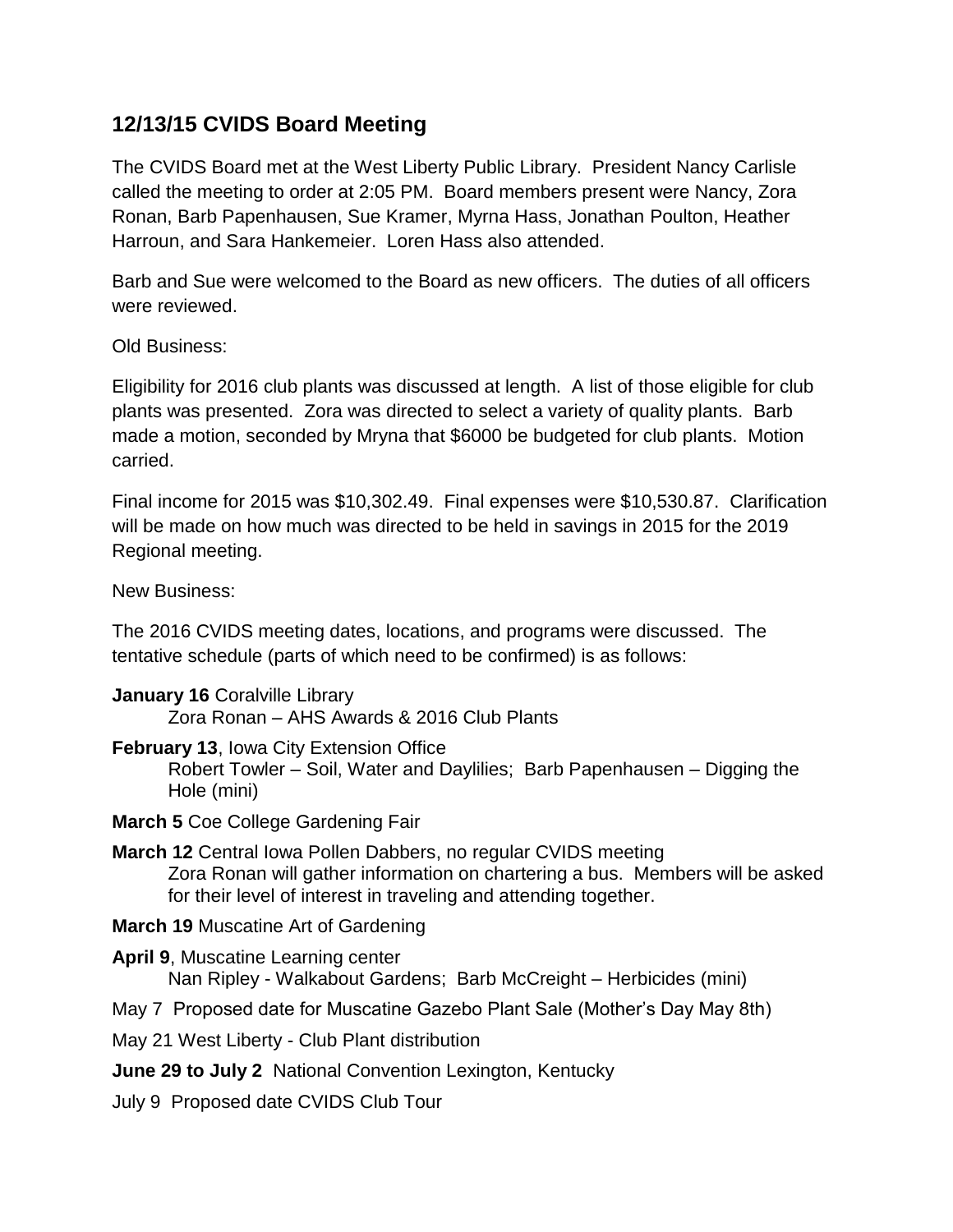## 12/13/15 CVIDS Board Meeting

The CVIDS Board met at the West Liberty Public Library. President Nancy Carlisle called the meeting to order at 2:05 PM. Board members present were Nancy, Zora Ronan, Barb Papenhausen, Sue Kramer, Myrna Hass, Jonathan Poulton, Heather Harroun, and Sara Hankemeier. Loren Hass also attended.

Barb and Sue were welcomed to the Board as new officers. The duties of all officers were reviewed.

Old Business:

Eligibility for 2016 club plants was discussed at length. A list of those eligible for club plants was presented. Zora was directed to select a variety of quality plants. Barb made a motion, seconded by Mryna that $6000 be budgeted for club plants. Motion carried.

Final income for 2015 was $10,302.49. Final expenses were $10,530.87. Clarification will be made on how much was directed to be held in savings in 2015 for the 2019 Regional meeting.

New Business:

The 2016 CVIDS meeting dates, locations, and programs were discussed. The tentative schedule (parts of which need to be confirmed) is as follows:

**January 16** Coralville Library
  Zora Ronan – AHS Awards & 2016 Club Plants

**February 13**, Iowa City Extension Office
  Robert Towler – Soil, Water and Daylilies; Barb Papenhausen – Digging the Hole (mini)

**March 5** Coe College Gardening Fair

**March 12** Central Iowa Pollen Dabbers, no regular CVIDS meeting
  Zora Ronan will gather information on chartering a bus. Members will be asked for their level of interest in traveling and attending together.

**March 19** Muscatine Art of Gardening

**April 9**, Muscatine Learning center
  Nan Ripley - Walkabout Gardens; Barb McCreight – Herbicides (mini)

May 7 Proposed date for Muscatine Gazebo Plant Sale (Mother's Day May 8th)

May 21 West Liberty - Club Plant distribution

**June 29 to July 2** National Convention Lexington, Kentucky

July 9 Proposed date CVIDS Club Tour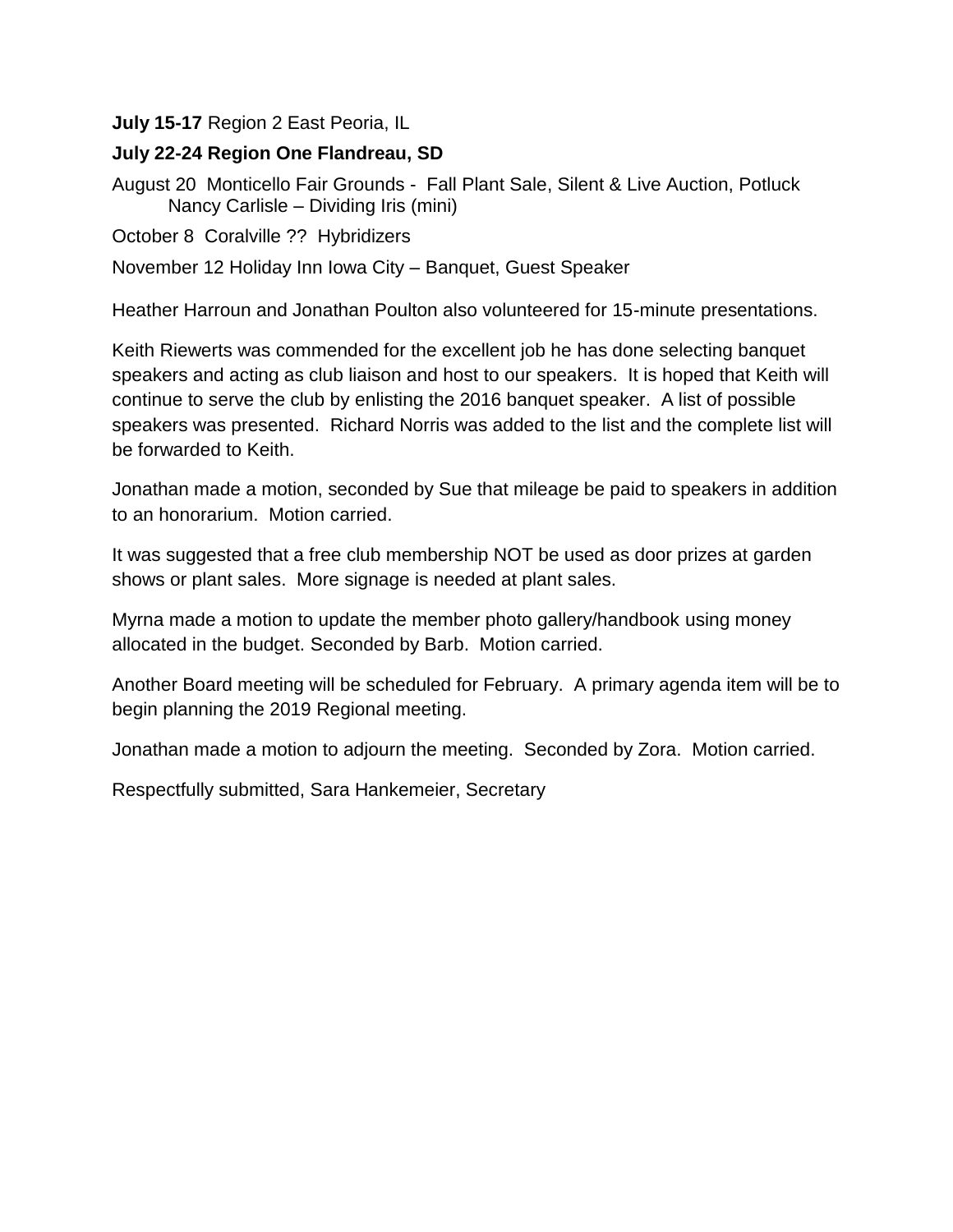**July 15-17** Region 2 East Peoria, IL

**July 22-24 Region One Flandreau, SD**

August 20 Monticello Fair Grounds - Fall Plant Sale, Silent & Live Auction, Potluck
Nancy Carlisle – Dividing Iris (mini)

October 8 Coralville ?? Hybridizers

November 12 Holiday Inn Iowa City – Banquet, Guest Speaker

Heather Harroun and Jonathan Poulton also volunteered for 15-minute presentations.

Keith Riewerts was commended for the excellent job he has done selecting banquet speakers and acting as club liaison and host to our speakers. It is hoped that Keith will continue to serve the club by enlisting the 2016 banquet speaker. A list of possible speakers was presented. Richard Norris was added to the list and the complete list will be forwarded to Keith.

Jonathan made a motion, seconded by Sue that mileage be paid to speakers in addition to an honorarium. Motion carried.

It was suggested that a free club membership NOT be used as door prizes at garden shows or plant sales. More signage is needed at plant sales.

Myrna made a motion to update the member photo gallery/handbook using money allocated in the budget. Seconded by Barb. Motion carried.

Another Board meeting will be scheduled for February. A primary agenda item will be to begin planning the 2019 Regional meeting.

Jonathan made a motion to adjourn the meeting. Seconded by Zora. Motion carried.

Respectfully submitted, Sara Hankemeier, Secretary